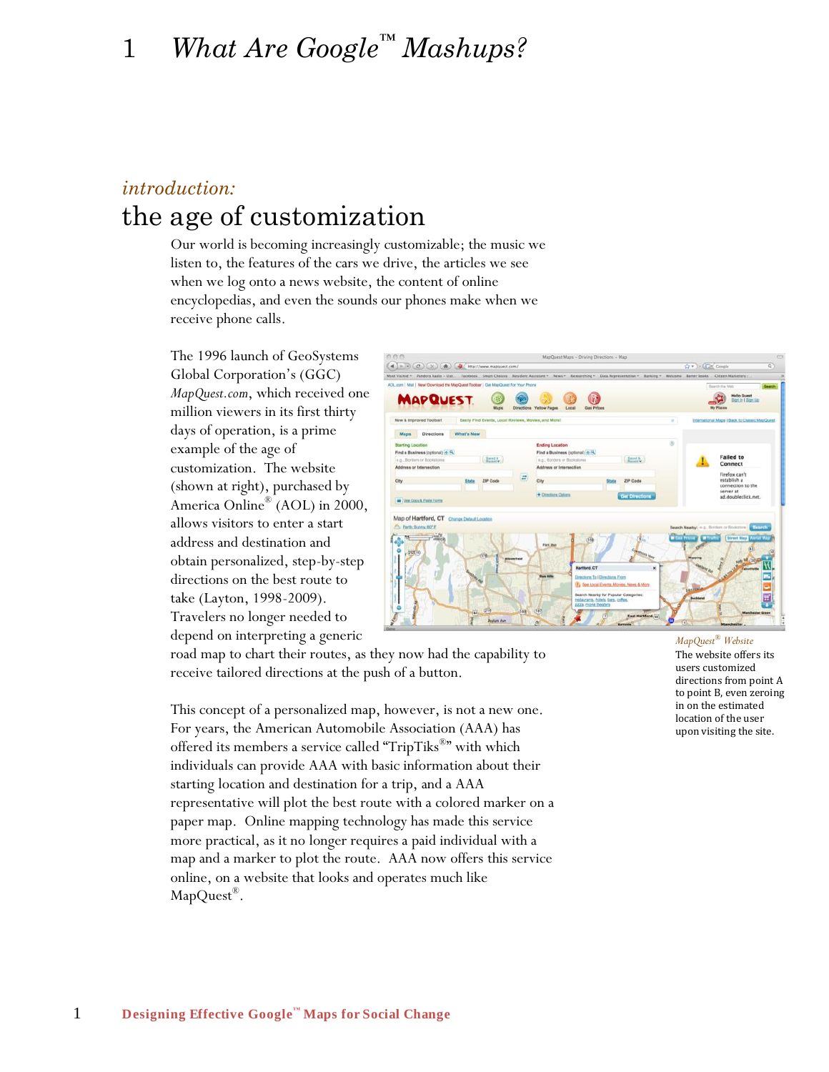# 1 *What Are Google™ Mashups?*

*introduction:*

## the age of customization

Our world is becoming increasingly customizable; the music we listen to, the features of the cars we drive, the articles we see when we log onto a news website, the content of online encyclopedias, and even the sounds our phones make when we receive phone calls.

The 1996 launch of GeoSystems Global Corporation's (GGC) *MapQuest.com*, which received one million viewers in its first thirty days of operation, is a prime example of the age of customization. The website (shown at right), purchased by America Online® (AOL) in 2000, allows visitors to enter a start address and destination and obtain personalized, step-by-step directions on the best route to take (Layton, 1998-2009). Travelers no longer needed to depend on interpreting a generic road map to chart their routes, as they now had the capability to receive tailored directions at the push of a button.

*MapQuest® Website*

The website offers its users customized directions from point A to point B, even zeroing in on the estimated location of the user upon visiting the site.

This concept of a personalized map, however, is not a new one. For years, the American Automobile Association (AAA) has offered its members a service called "TripTiks®" with which individuals can provide AAA with basic information about their starting location and destination for a trip, and a AAA representative will plot the best route with a colored marker on a paper map. Online mapping technology has made this service more practical, as it no longer requires a paid individual with a map and a marker to plot the route. AAA now offers this service online, on a website that looks and operates much like MapQuest®.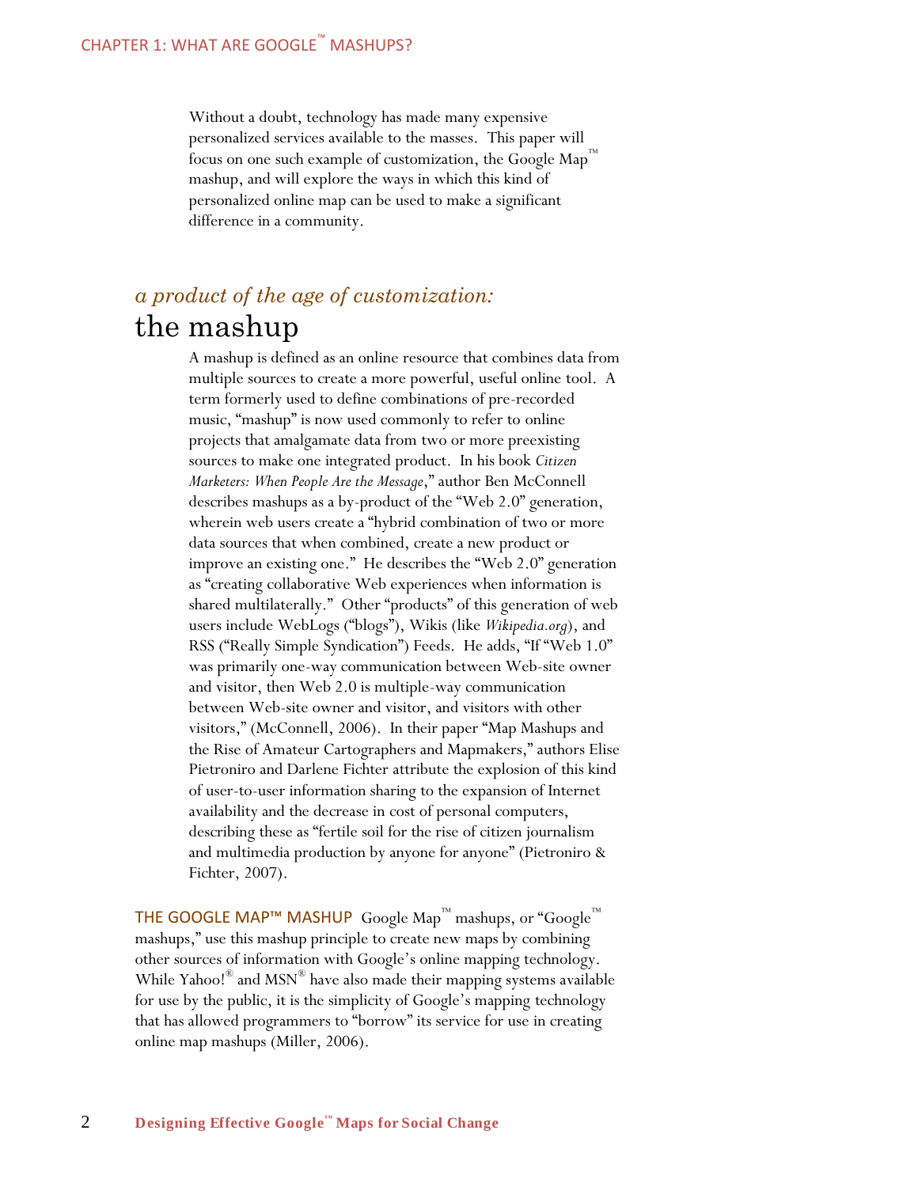Without a doubt, technology has made many expensive personalized services available to the masses. This paper will focus on one such example of customization, the Google Map™ mashup, and will explore the ways in which this kind of personalized online map can be used to make a significant difference in a community.

## *a product of the age of customization:* the mashup

A mashup is defined as an online resource that combines data from multiple sources to create a more powerful, useful online tool. A term formerly used to define combinations of pre-recorded music, "mashup" is now used commonly to refer to online projects that amalgamate data from two or more preexisting sources to make one integrated product. In his book *Citizen Marketers: When People Are the Message*," author Ben McConnell describes mashups as a by-product of the "Web 2.0" generation, wherein web users create a "hybrid combination of two or more data sources that when combined, create a new product or improve an existing one." He describes the "Web 2.0" generation as "creating collaborative Web experiences when information is shared multilaterally." Other "products" of this generation of web users include WebLogs ("blogs"), Wikis (like *Wikipedia.org*), and RSS ("Really Simple Syndication") Feeds. He adds, "If "Web 1.0" was primarily one-way communication between Web-site owner and visitor, then Web 2.0 is multiple-way communication between Web-site owner and visitor, and visitors with other visitors," (McConnell, 2006). In their paper "Map Mashups and the Rise of Amateur Cartographers and Mapmakers," authors Elise Pietroniro and Darlene Fichter attribute the explosion of this kind of user-to-user information sharing to the expansion of Internet availability and the decrease in cost of personal computers, describing these as "fertile soil for the rise of citizen journalism and multimedia production by anyone for anyone" (Pietroniro & Fichter, 2007).

**THE GOOGLE MAP™ MASHUP** Google Map™ mashups, or "Google™ mashups," use this mashup principle to create new maps by combining other sources of information with Google's online mapping technology. While Yahoo!® and MSN® have also made their mapping systems available for use by the public, it is the simplicity of Google's mapping technology that has allowed programmers to "borrow" its service for use in creating online map mashups (Miller, 2006).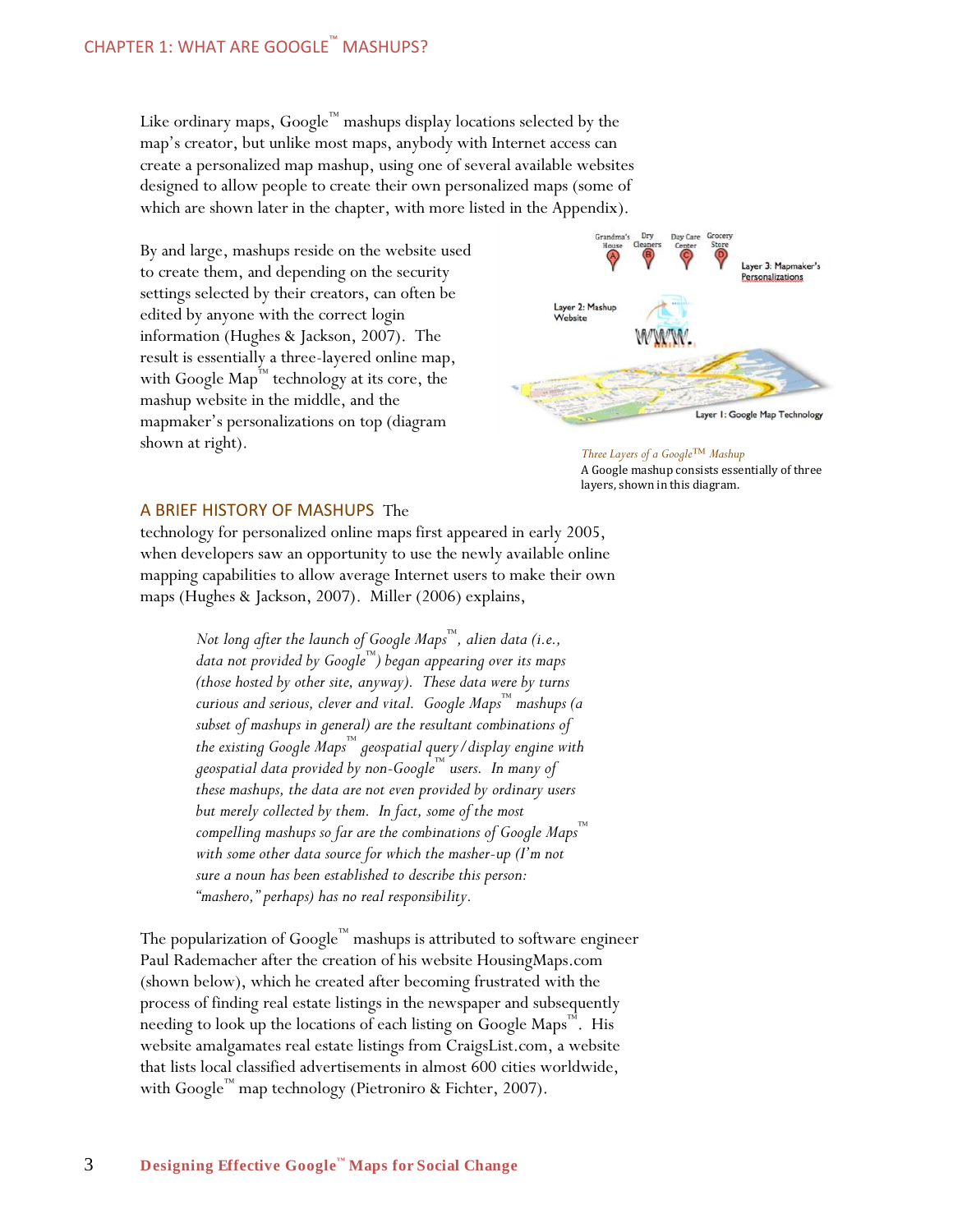Like ordinary maps, Google™ mashups display locations selected by the map's creator, but unlike most maps, anybody with Internet access can create a personalized map mashup, using one of several available websites designed to allow people to create their own personalized maps (some of which are shown later in the chapter, with more listed in the Appendix).

By and large, mashups reside on the website used to create them, and depending on the security settings selected by their creators, can often be edited by anyone with the correct login information (Hughes & Jackson, 2007). The result is essentially a three-layered online map, with Google Map™ technology at its core, the mashup website in the middle, and the mapmaker's personalizations on top (diagram shown at right).

*Three Layers of a Google™ Mashup*
A Google mashup consists essentially of three layers, shown in this diagram.

## A BRIEF HISTORY OF MASHUPS

The technology for personalized online maps first appeared in early 2005, when developers saw an opportunity to use the newly available online mapping capabilities to allow average Internet users to make their own maps (Hughes & Jackson, 2007). Miller (2006) explains,

> *Not long after the launch of Google Maps™, alien data (i.e., data not provided by Google™) began appearing over its maps (those hosted by other site, anyway). These data were by turns curious and serious, clever and vital. Google Maps™ mashups (a subset of mashups in general) are the resultant combinations of the existing Google Maps™ geospatial query/display engine with geospatial data provided by non-Google™ users. In many of these mashups, the data are not even provided by ordinary users but merely collected by them. In fact, some of the most compelling mashups so far are the combinations of Google Maps™ with some other data source for which the masher-up (I'm not sure a noun has been established to describe this person: "mashero," perhaps) has no real responsibility.*

The popularization of Google™ mashups is attributed to software engineer Paul Rademacher after the creation of his website HousingMaps.com (shown below), which he created after becoming frustrated with the process of finding real estate listings in the newspaper and subsequently needing to look up the locations of each listing on Google Maps™. His website amalgamates real estate listings from CraigsList.com, a website that lists local classified advertisements in almost 600 cities worldwide, with Google™ map technology (Pietroniro & Fichter, 2007).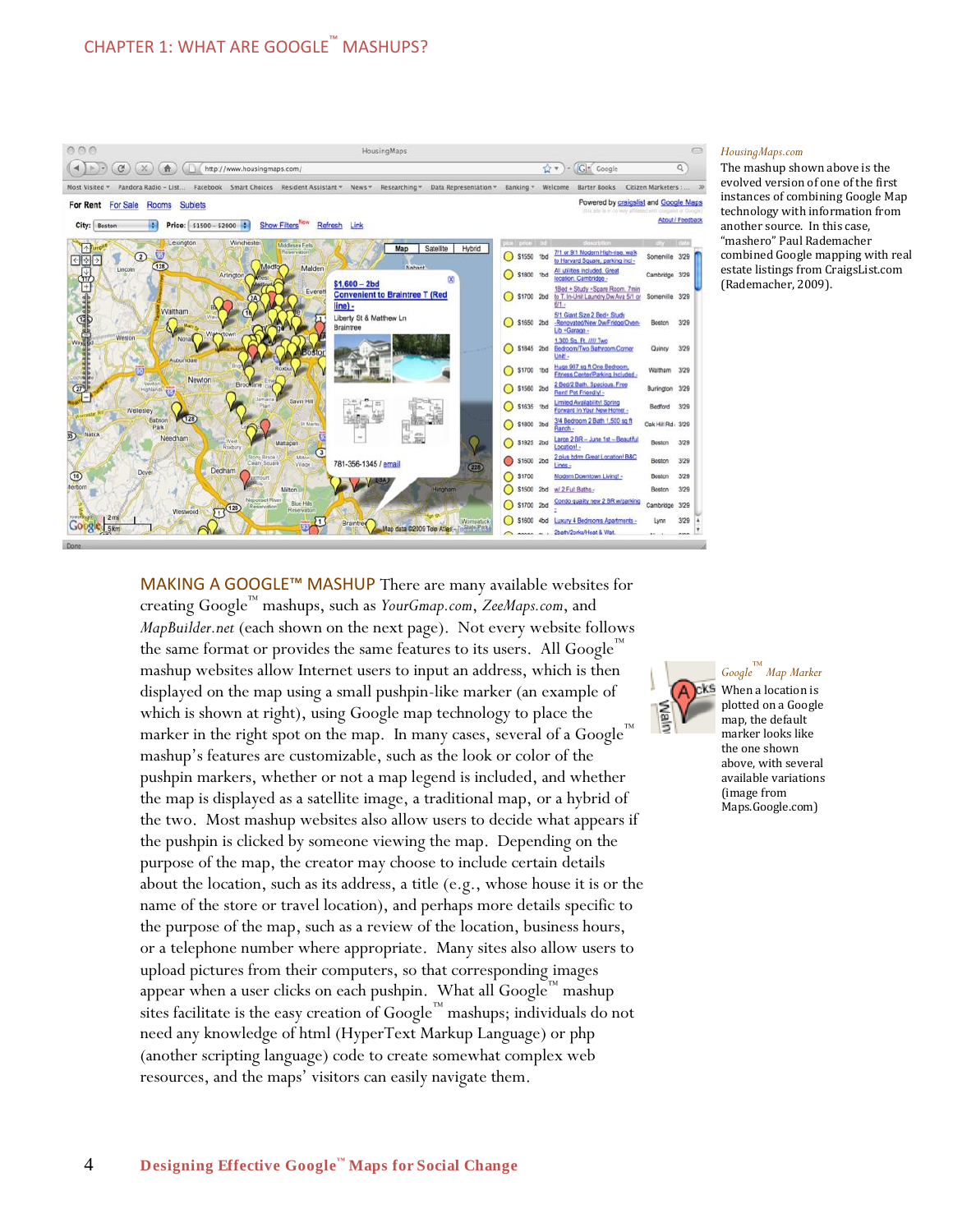*HousingMaps.com*

The mashup shown above is the evolved version of one of the first instances of combining Google Map technology with information from another source. In this case, "mashero" Paul Rademacher combined Google mapping with real estate listings from CraigsList.com (Rademacher, 2009).

MAKING A GOOGLE™ MASHUP There are many available websites for creating Google™ mashups, such as *YourGmap.com*, *ZeeMaps.com*, and *MapBuilder.net* (each shown on the next page). Not every website follows the same format or provides the same features to its users. All Google™ mashup websites allow Internet users to input an address, which is then displayed on the map using a small pushpin-like marker (an example of which is shown at right), using Google map technology to place the marker in the right spot on the map. In many cases, several of a Google™ mashup's features are customizable, such as the look or color of the pushpin markers, whether or not a map legend is included, and whether the map is displayed as a satellite image, a traditional map, or a hybrid of the two. Most mashup websites also allow users to decide what appears if the pushpin is clicked by someone viewing the map. Depending on the purpose of the map, the creator may choose to include certain details about the location, such as its address, a title (e.g., whose house it is or the name of the store or travel location), and perhaps more details specific to the purpose of the map, such as a review of the location, business hours, or a telephone number where appropriate. Many sites also allow users to upload pictures from their computers, so that corresponding images appear when a user clicks on each pushpin. What all Google™ mashup sites facilitate is the easy creation of Google™ mashups; individuals do not need any knowledge of html (HyperText Markup Language) or php (another scripting language) code to create somewhat complex web resources, and the maps' visitors can easily navigate them.

*Google™ Map Marker*

When a location is plotted on a Google map, the default marker looks like the one shown above, with several available variations (image from Maps.Google.com)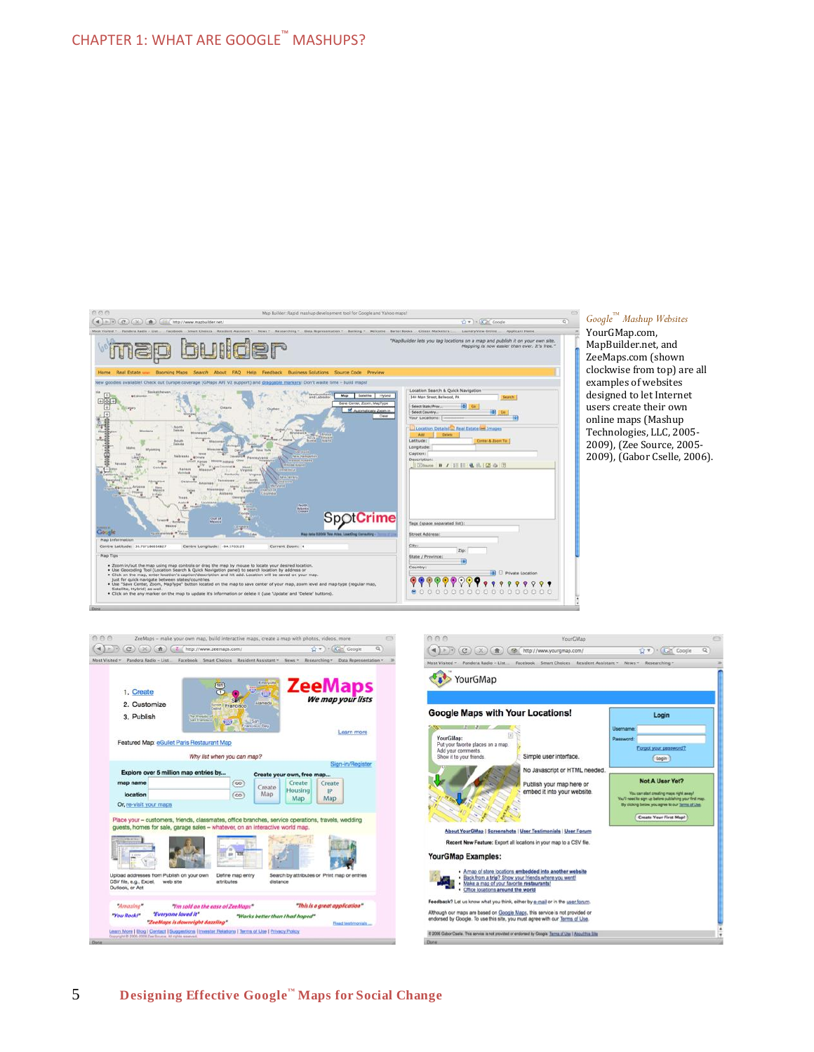*Google™ Mashup Websites*

YourGMap.com, MapBuilder.net, and ZeeMaps.com (shown clockwise from top) are all examples of websites designed to let Internet users create their own online maps (Mashup Technologies, LLC, 2005-2009), (Zee Source, 2005-2009), (Gabor Cselle, 2006).